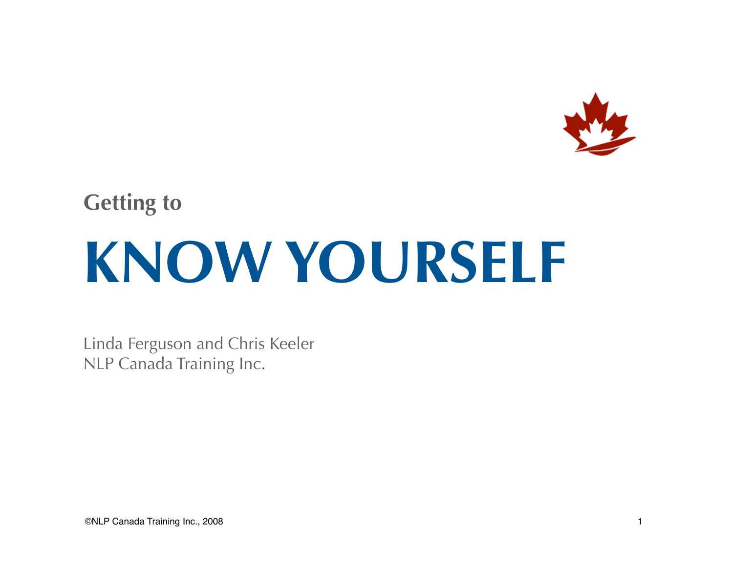**Getting to**

# KNOW YOURSELF

Linda Ferguson and Chris Keeler
NLP Canada Training Inc.

©NLP Canada Training Inc., 2008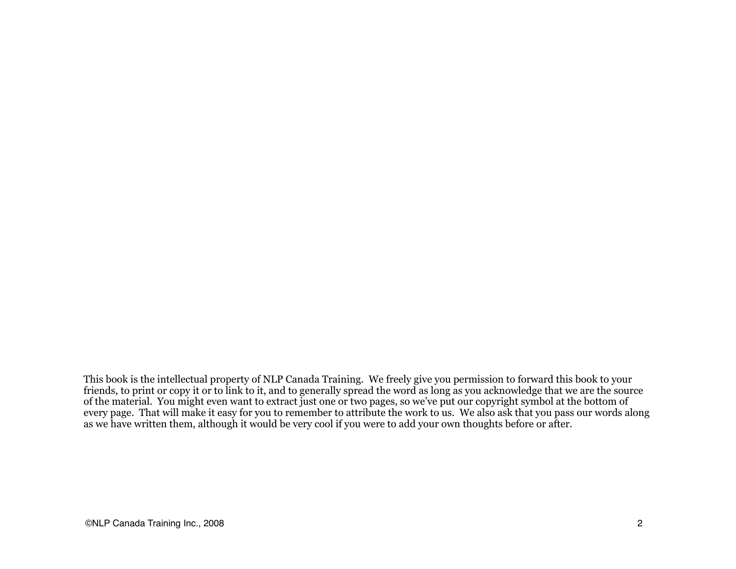This book is the intellectual property of NLP Canada Training. We freely give you permission to forward this book to your friends, to print or copy it or to link to it, and to generally spread the word as long as you acknowledge that we are the source of the material. You might even want to extract just one or two pages, so we've put our copyright symbol at the bottom of every page. That will make it easy for you to remember to attribute the work to us. We also ask that you pass our words along as we have written them, although it would be very cool if you were to add your own thoughts before or after.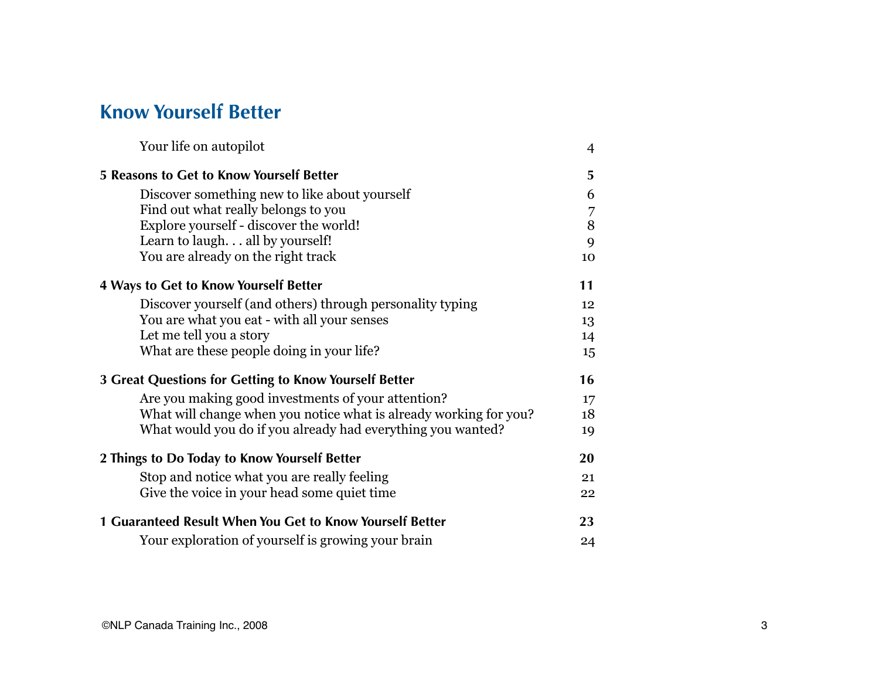## Know Yourself Better

| | |
|---|---|
| Your life on autopilot | 4 |
| **5 Reasons to Get to Know Yourself Better** | **5** |
| Discover something new to like about yourself | 6 |
| Find out what really belongs to you | 7 |
| Explore yourself - discover the world! | 8 |
| Learn to laugh. . . all by yourself! | 9 |
| You are already on the right track | 10 |
| **4 Ways to Get to Know Yourself Better** | **11** |
| Discover yourself (and others) through personality typing | 12 |
| You are what you eat - with all your senses | 13 |
| Let me tell you a story | 14 |
| What are these people doing in your life? | 15 |
| **3 Great Questions for Getting to Know Yourself Better** | **16** |
| Are you making good investments of your attention? | 17 |
| What will change when you notice what is already working for you? | 18 |
| What would you do if you already had everything you wanted? | 19 |
| **2 Things to Do Today to Know Yourself Better** | **20** |
| Stop and notice what you are really feeling | 21 |
| Give the voice in your head some quiet time | 22 |
| **1 Guaranteed Result When You Get to Know Yourself Better** | **23** |
| Your exploration of yourself is growing your brain | 24 |

©NLP Canada Training Inc., 2008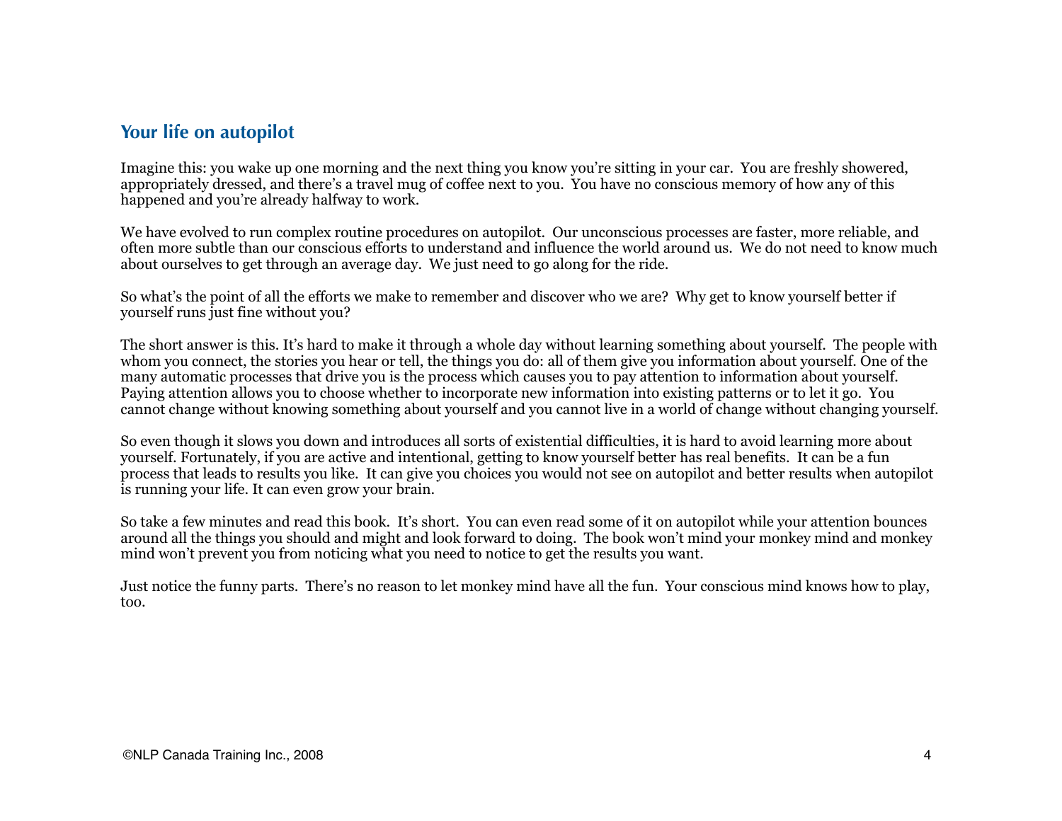## Your life on autopilot

Imagine this: you wake up one morning and the next thing you know you're sitting in your car. You are freshly showered, appropriately dressed, and there's a travel mug of coffee next to you. You have no conscious memory of how any of this happened and you're already halfway to work.

We have evolved to run complex routine procedures on autopilot. Our unconscious processes are faster, more reliable, and often more subtle than our conscious efforts to understand and influence the world around us. We do not need to know much about ourselves to get through an average day. We just need to go along for the ride.

So what's the point of all the efforts we make to remember and discover who we are? Why get to know yourself better if yourself runs just fine without you?

The short answer is this. It's hard to make it through a whole day without learning something about yourself. The people with whom you connect, the stories you hear or tell, the things you do: all of them give you information about yourself. One of the many automatic processes that drive you is the process which causes you to pay attention to information about yourself. Paying attention allows you to choose whether to incorporate new information into existing patterns or to let it go. You cannot change without knowing something about yourself and you cannot live in a world of change without changing yourself.

So even though it slows you down and introduces all sorts of existential difficulties, it is hard to avoid learning more about yourself. Fortunately, if you are active and intentional, getting to know yourself better has real benefits. It can be a fun process that leads to results you like. It can give you choices you would not see on autopilot and better results when autopilot is running your life. It can even grow your brain.

So take a few minutes and read this book. It's short. You can even read some of it on autopilot while your attention bounces around all the things you should and might and look forward to doing. The book won't mind your monkey mind and monkey mind won't prevent you from noticing what you need to notice to get the results you want.

Just notice the funny parts. There's no reason to let monkey mind have all the fun. Your conscious mind knows how to play, too.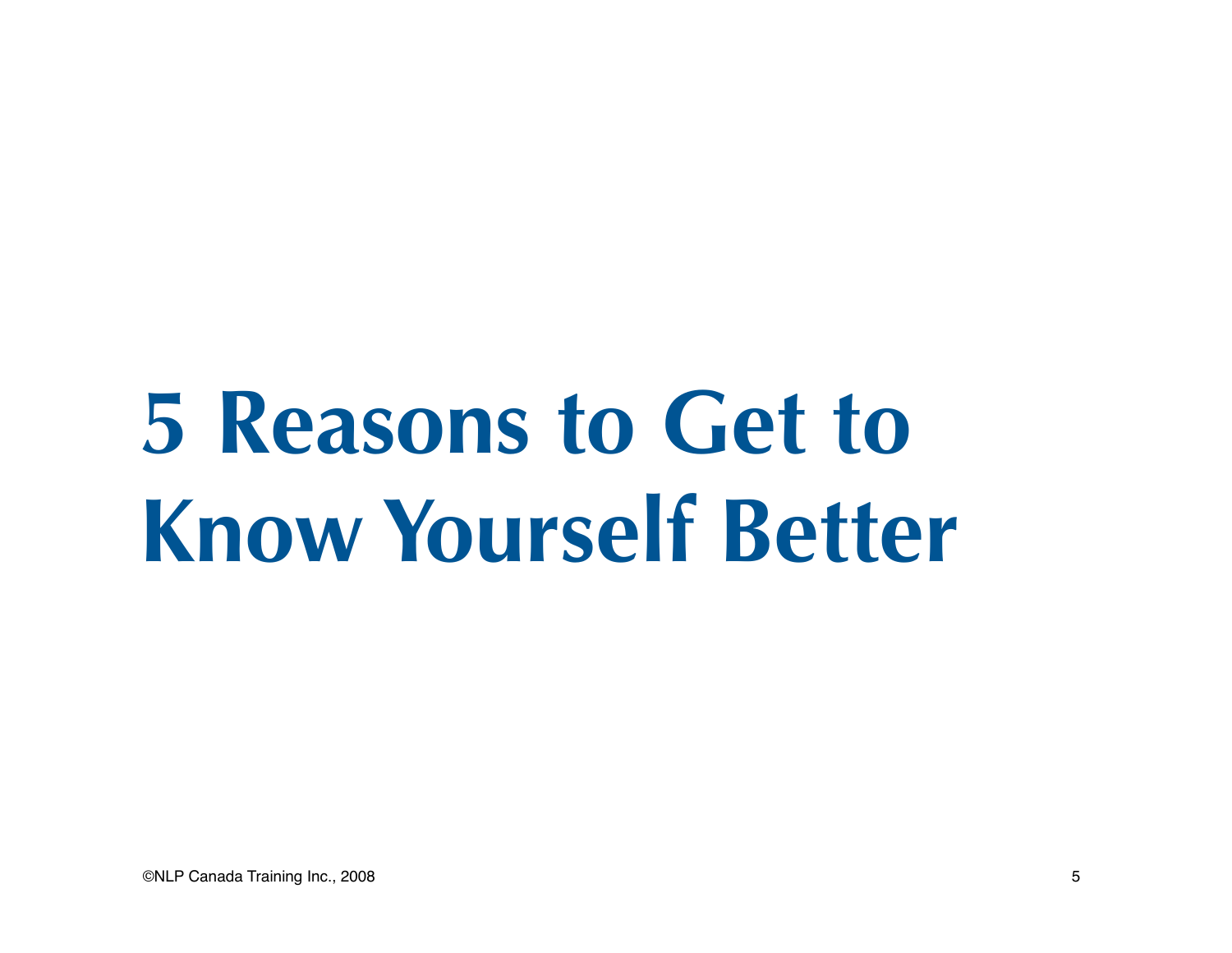# 5 Reasons to Get to Know Yourself Better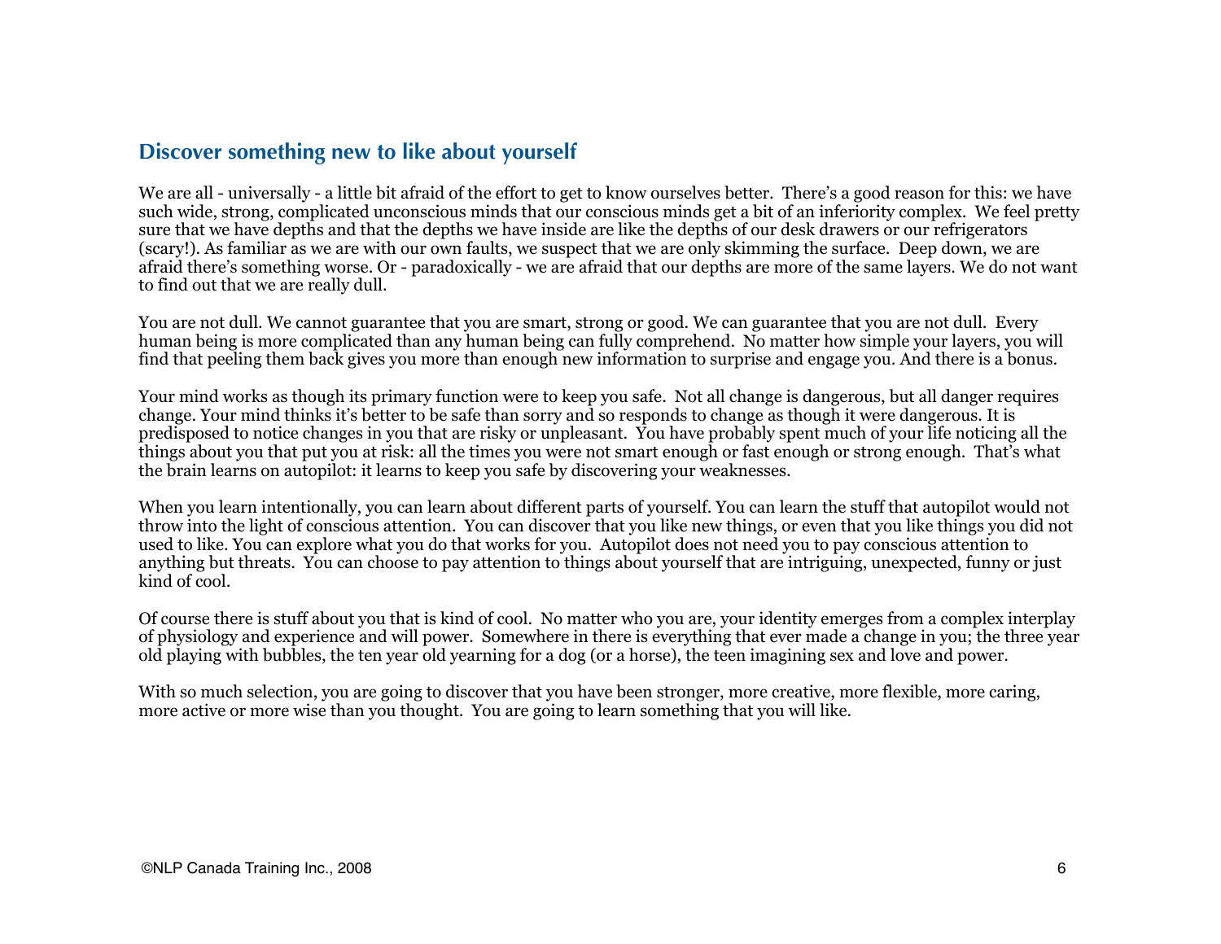## Discover something new to like about yourself

We are all - universally - a little bit afraid of the effort to get to know ourselves better. There's a good reason for this: we have such wide, strong, complicated unconscious minds that our conscious minds get a bit of an inferiority complex. We feel pretty sure that we have depths and that the depths we have inside are like the depths of our desk drawers or our refrigerators (scary!). As familiar as we are with our own faults, we suspect that we are only skimming the surface. Deep down, we are afraid there's something worse. Or - paradoxically - we are afraid that our depths are more of the same layers. We do not want to find out that we are really dull.

You are not dull. We cannot guarantee that you are smart, strong or good. We can guarantee that you are not dull. Every human being is more complicated than any human being can fully comprehend. No matter how simple your layers, you will find that peeling them back gives you more than enough new information to surprise and engage you. And there is a bonus.

Your mind works as though its primary function were to keep you safe. Not all change is dangerous, but all danger requires change. Your mind thinks it's better to be safe than sorry and so responds to change as though it were dangerous. It is predisposed to notice changes in you that are risky or unpleasant. You have probably spent much of your life noticing all the things about you that put you at risk: all the times you were not smart enough or fast enough or strong enough. That's what the brain learns on autopilot: it learns to keep you safe by discovering your weaknesses.

When you learn intentionally, you can learn about different parts of yourself. You can learn the stuff that autopilot would not throw into the light of conscious attention. You can discover that you like new things, or even that you like things you did not used to like. You can explore what you do that works for you. Autopilot does not need you to pay conscious attention to anything but threats. You can choose to pay attention to things about yourself that are intriguing, unexpected, funny or just kind of cool.

Of course there is stuff about you that is kind of cool. No matter who you are, your identity emerges from a complex interplay of physiology and experience and will power. Somewhere in there is everything that ever made a change in you; the three year old playing with bubbles, the ten year old yearning for a dog (or a horse), the teen imagining sex and love and power.

With so much selection, you are going to discover that you have been stronger, more creative, more flexible, more caring, more active or more wise than you thought. You are going to learn something that you will like.

©NLP Canada Training Inc., 2008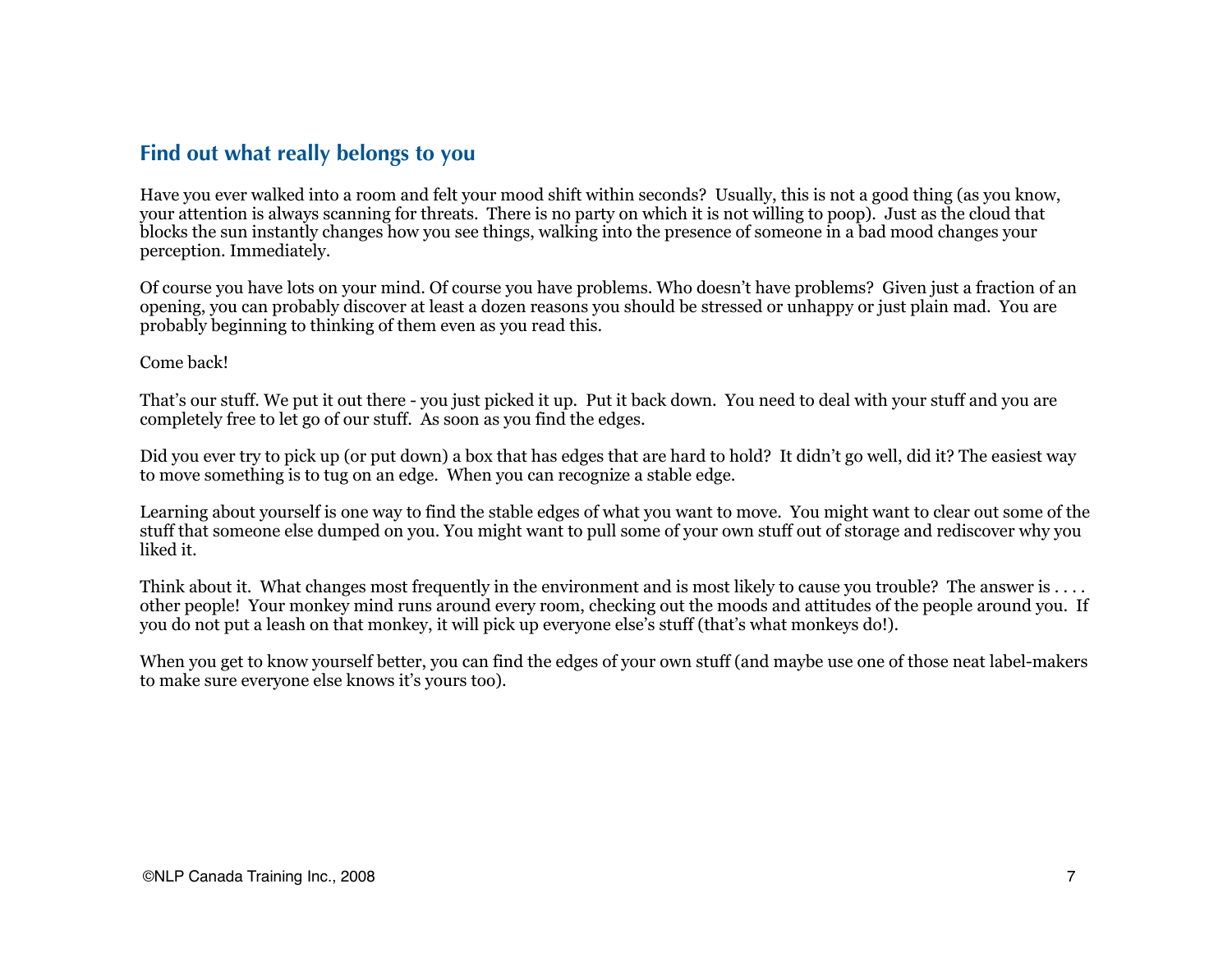## Find out what really belongs to you

Have you ever walked into a room and felt your mood shift within seconds? Usually, this is not a good thing (as you know, your attention is always scanning for threats. There is no party on which it is not willing to poop). Just as the cloud that blocks the sun instantly changes how you see things, walking into the presence of someone in a bad mood changes your perception. Immediately.

Of course you have lots on your mind. Of course you have problems. Who doesn't have problems? Given just a fraction of an opening, you can probably discover at least a dozen reasons you should be stressed or unhappy or just plain mad. You are probably beginning to thinking of them even as you read this.

Come back!

That's our stuff. We put it out there - you just picked it up. Put it back down. You need to deal with your stuff and you are completely free to let go of our stuff. As soon as you find the edges.

Did you ever try to pick up (or put down) a box that has edges that are hard to hold? It didn't go well, did it? The easiest way to move something is to tug on an edge. When you can recognize a stable edge.

Learning about yourself is one way to find the stable edges of what you want to move. You might want to clear out some of the stuff that someone else dumped on you. You might want to pull some of your own stuff out of storage and rediscover why you liked it.

Think about it. What changes most frequently in the environment and is most likely to cause you trouble? The answer is . . . . other people! Your monkey mind runs around every room, checking out the moods and attitudes of the people around you. If you do not put a leash on that monkey, it will pick up everyone else's stuff (that's what monkeys do!).

When you get to know yourself better, you can find the edges of your own stuff (and maybe use one of those neat label-makers to make sure everyone else knows it's yours too).

©NLP Canada Training Inc., 2008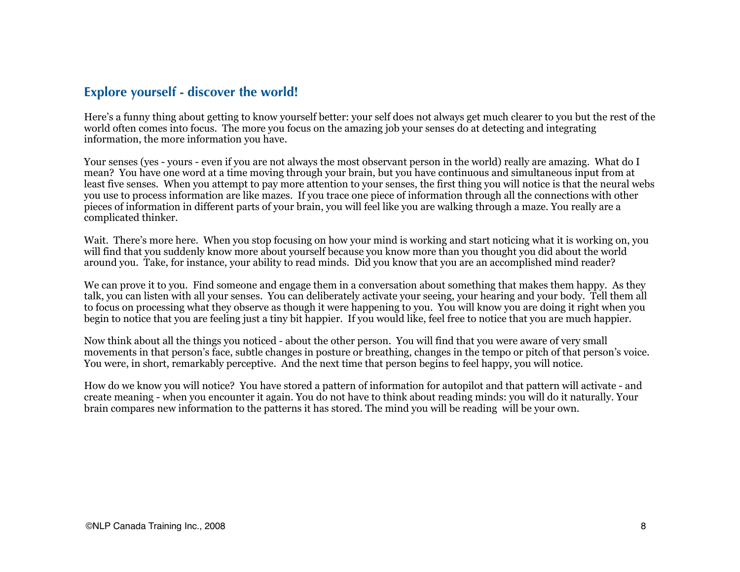## Explore yourself - discover the world!

Here's a funny thing about getting to know yourself better: your self does not always get much clearer to you but the rest of the world often comes into focus. The more you focus on the amazing job your senses do at detecting and integrating information, the more information you have.

Your senses (yes - yours - even if you are not always the most observant person in the world) really are amazing. What do I mean? You have one word at a time moving through your brain, but you have continuous and simultaneous input from at least five senses. When you attempt to pay more attention to your senses, the first thing you will notice is that the neural webs you use to process information are like mazes. If you trace one piece of information through all the connections with other pieces of information in different parts of your brain, you will feel like you are walking through a maze. You really are a complicated thinker.

Wait. There's more here. When you stop focusing on how your mind is working and start noticing what it is working on, you will find that you suddenly know more about yourself because you know more than you thought you did about the world around you. Take, for instance, your ability to read minds. Did you know that you are an accomplished mind reader?

We can prove it to you. Find someone and engage them in a conversation about something that makes them happy. As they talk, you can listen with all your senses. You can deliberately activate your seeing, your hearing and your body. Tell them all to focus on processing what they observe as though it were happening to you. You will know you are doing it right when you begin to notice that you are feeling just a tiny bit happier. If you would like, feel free to notice that you are much happier.

Now think about all the things you noticed - about the other person. You will find that you were aware of very small movements in that person's face, subtle changes in posture or breathing, changes in the tempo or pitch of that person's voice. You were, in short, remarkably perceptive. And the next time that person begins to feel happy, you will notice.

How do we know you will notice? You have stored a pattern of information for autopilot and that pattern will activate - and create meaning - when you encounter it again. You do not have to think about reading minds: you will do it naturally. Your brain compares new information to the patterns it has stored. The mind you will be reading will be your own.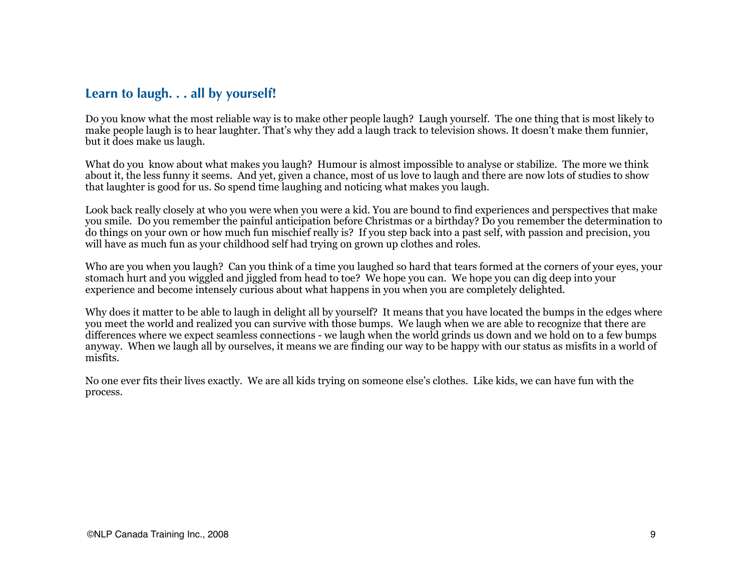## Learn to laugh. . . all by yourself!

Do you know what the most reliable way is to make other people laugh? Laugh yourself. The one thing that is most likely to make people laugh is to hear laughter. That's why they add a laugh track to television shows. It doesn't make them funnier, but it does make us laugh.

What do you know about what makes you laugh? Humour is almost impossible to analyse or stabilize. The more we think about it, the less funny it seems. And yet, given a chance, most of us love to laugh and there are now lots of studies to show that laughter is good for us. So spend time laughing and noticing what makes you laugh.

Look back really closely at who you were when you were a kid. You are bound to find experiences and perspectives that make you smile. Do you remember the painful anticipation before Christmas or a birthday? Do you remember the determination to do things on your own or how much fun mischief really is? If you step back into a past self, with passion and precision, you will have as much fun as your childhood self had trying on grown up clothes and roles.

Who are you when you laugh? Can you think of a time you laughed so hard that tears formed at the corners of your eyes, your stomach hurt and you wiggled and jiggled from head to toe? We hope you can. We hope you can dig deep into your experience and become intensely curious about what happens in you when you are completely delighted.

Why does it matter to be able to laugh in delight all by yourself? It means that you have located the bumps in the edges where you meet the world and realized you can survive with those bumps. We laugh when we are able to recognize that there are differences where we expect seamless connections - we laugh when the world grinds us down and we hold on to a few bumps anyway. When we laugh all by ourselves, it means we are finding our way to be happy with our status as misfits in a world of misfits.

No one ever fits their lives exactly. We are all kids trying on someone else's clothes. Like kids, we can have fun with the process.

©NLP Canada Training Inc., 2008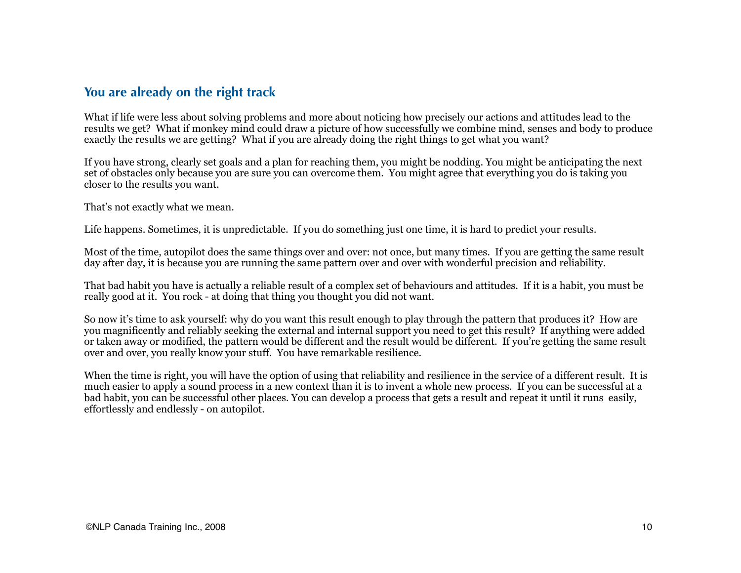## You are already on the right track

What if life were less about solving problems and more about noticing how precisely our actions and attitudes lead to the results we get? What if monkey mind could draw a picture of how successfully we combine mind, senses and body to produce exactly the results we are getting? What if you are already doing the right things to get what you want?

If you have strong, clearly set goals and a plan for reaching them, you might be nodding. You might be anticipating the next set of obstacles only because you are sure you can overcome them. You might agree that everything you do is taking you closer to the results you want.

That's not exactly what we mean.

Life happens. Sometimes, it is unpredictable. If you do something just one time, it is hard to predict your results.

Most of the time, autopilot does the same things over and over: not once, but many times. If you are getting the same result day after day, it is because you are running the same pattern over and over with wonderful precision and reliability.

That bad habit you have is actually a reliable result of a complex set of behaviours and attitudes. If it is a habit, you must be really good at it. You rock - at doing that thing you thought you did not want.

So now it's time to ask yourself: why do you want this result enough to play through the pattern that produces it? How are you magnificently and reliably seeking the external and internal support you need to get this result? If anything were added or taken away or modified, the pattern would be different and the result would be different. If you're getting the same result over and over, you really know your stuff. You have remarkable resilience.

When the time is right, you will have the option of using that reliability and resilience in the service of a different result. It is much easier to apply a sound process in a new context than it is to invent a whole new process. If you can be successful at a bad habit, you can be successful other places. You can develop a process that gets a result and repeat it until it runs easily, effortlessly and endlessly - on autopilot.

©NLP Canada Training Inc., 2008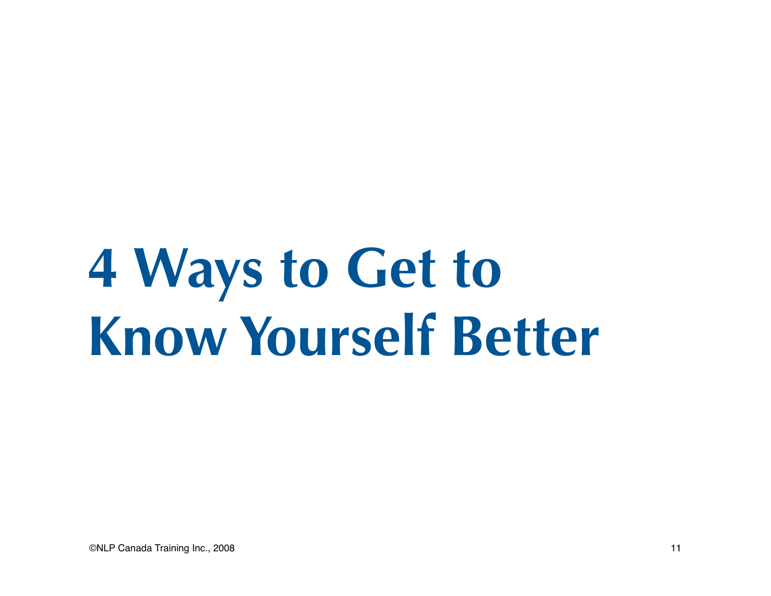# 4 Ways to Get to Know Yourself Better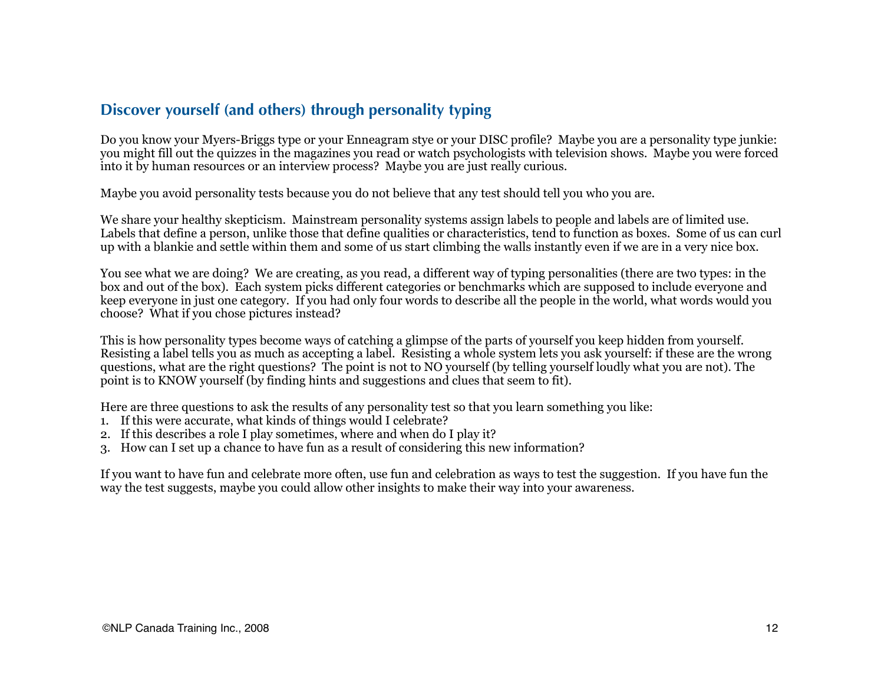## Discover yourself (and others) through personality typing

Do you know your Myers-Briggs type or your Enneagram stye or your DISC profile? Maybe you are a personality type junkie: you might fill out the quizzes in the magazines you read or watch psychologists with television shows. Maybe you were forced into it by human resources or an interview process? Maybe you are just really curious.

Maybe you avoid personality tests because you do not believe that any test should tell you who you are.

We share your healthy skepticism. Mainstream personality systems assign labels to people and labels are of limited use. Labels that define a person, unlike those that define qualities or characteristics, tend to function as boxes. Some of us can curl up with a blankie and settle within them and some of us start climbing the walls instantly even if we are in a very nice box.

You see what we are doing? We are creating, as you read, a different way of typing personalities (there are two types: in the box and out of the box). Each system picks different categories or benchmarks which are supposed to include everyone and keep everyone in just one category. If you had only four words to describe all the people in the world, what words would you choose? What if you chose pictures instead?

This is how personality types become ways of catching a glimpse of the parts of yourself you keep hidden from yourself. Resisting a label tells you as much as accepting a label. Resisting a whole system lets you ask yourself: if these are the wrong questions, what are the right questions? The point is not to NO yourself (by telling yourself loudly what you are not). The point is to KNOW yourself (by finding hints and suggestions and clues that seem to fit).

Here are three questions to ask the results of any personality test so that you learn something you like:

1. If this were accurate, what kinds of things would I celebrate?
2. If this describes a role I play sometimes, where and when do I play it?
3. How can I set up a chance to have fun as a result of considering this new information?

If you want to have fun and celebrate more often, use fun and celebration as ways to test the suggestion. If you have fun the way the test suggests, maybe you could allow other insights to make their way into your awareness.

©NLP Canada Training Inc., 2008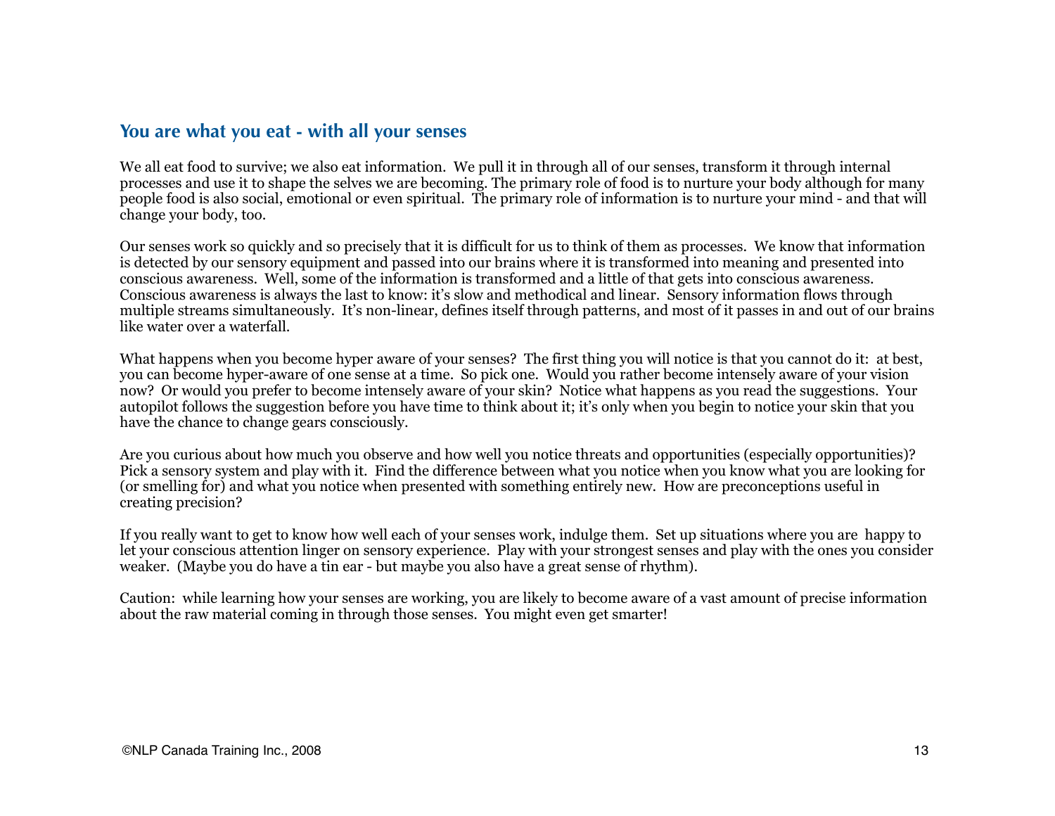## You are what you eat - with all your senses

We all eat food to survive; we also eat information. We pull it in through all of our senses, transform it through internal processes and use it to shape the selves we are becoming. The primary role of food is to nurture your body although for many people food is also social, emotional or even spiritual. The primary role of information is to nurture your mind - and that will change your body, too.

Our senses work so quickly and so precisely that it is difficult for us to think of them as processes. We know that information is detected by our sensory equipment and passed into our brains where it is transformed into meaning and presented into conscious awareness. Well, some of the information is transformed and a little of that gets into conscious awareness. Conscious awareness is always the last to know: it's slow and methodical and linear. Sensory information flows through multiple streams simultaneously. It's non-linear, defines itself through patterns, and most of it passes in and out of our brains like water over a waterfall.

What happens when you become hyper aware of your senses? The first thing you will notice is that you cannot do it: at best, you can become hyper-aware of one sense at a time. So pick one. Would you rather become intensely aware of your vision now? Or would you prefer to become intensely aware of your skin? Notice what happens as you read the suggestions. Your autopilot follows the suggestion before you have time to think about it; it's only when you begin to notice your skin that you have the chance to change gears consciously.

Are you curious about how much you observe and how well you notice threats and opportunities (especially opportunities)? Pick a sensory system and play with it. Find the difference between what you notice when you know what you are looking for (or smelling for) and what you notice when presented with something entirely new. How are preconceptions useful in creating precision?

If you really want to get to know how well each of your senses work, indulge them. Set up situations where you are happy to let your conscious attention linger on sensory experience. Play with your strongest senses and play with the ones you consider weaker. (Maybe you do have a tin ear - but maybe you also have a great sense of rhythm).

Caution: while learning how your senses are working, you are likely to become aware of a vast amount of precise information about the raw material coming in through those senses. You might even get smarter!

©NLP Canada Training Inc., 2008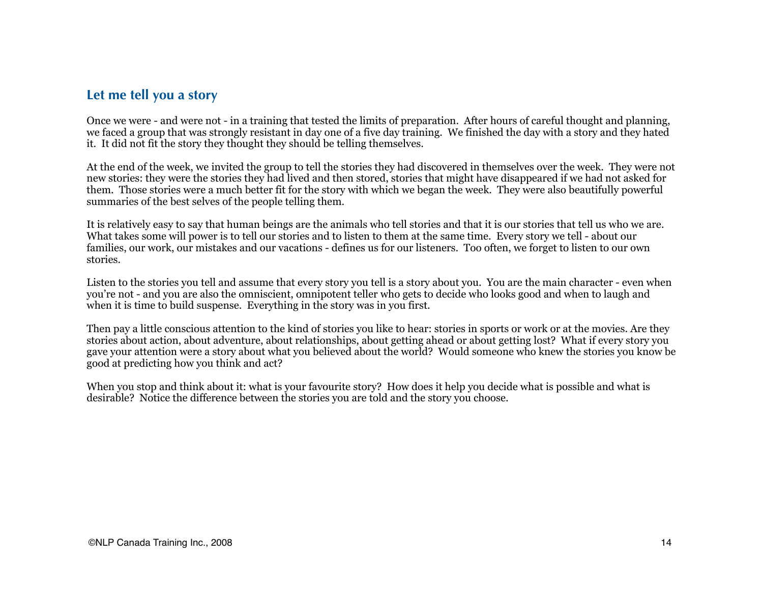## Let me tell you a story

Once we were - and were not - in a training that tested the limits of preparation. After hours of careful thought and planning, we faced a group that was strongly resistant in day one of a five day training. We finished the day with a story and they hated it. It did not fit the story they thought they should be telling themselves.

At the end of the week, we invited the group to tell the stories they had discovered in themselves over the week. They were not new stories: they were the stories they had lived and then stored, stories that might have disappeared if we had not asked for them. Those stories were a much better fit for the story with which we began the week. They were also beautifully powerful summaries of the best selves of the people telling them.

It is relatively easy to say that human beings are the animals who tell stories and that it is our stories that tell us who we are. What takes some will power is to tell our stories and to listen to them at the same time. Every story we tell - about our families, our work, our mistakes and our vacations - defines us for our listeners. Too often, we forget to listen to our own stories.

Listen to the stories you tell and assume that every story you tell is a story about you. You are the main character - even when you're not - and you are also the omniscient, omnipotent teller who gets to decide who looks good and when to laugh and when it is time to build suspense. Everything in the story was in you first.

Then pay a little conscious attention to the kind of stories you like to hear: stories in sports or work or at the movies. Are they stories about action, about adventure, about relationships, about getting ahead or about getting lost? What if every story you gave your attention were a story about what you believed about the world? Would someone who knew the stories you know be good at predicting how you think and act?

When you stop and think about it: what is your favourite story? How does it help you decide what is possible and what is desirable? Notice the difference between the stories you are told and the story you choose.

©NLP Canada Training Inc., 2008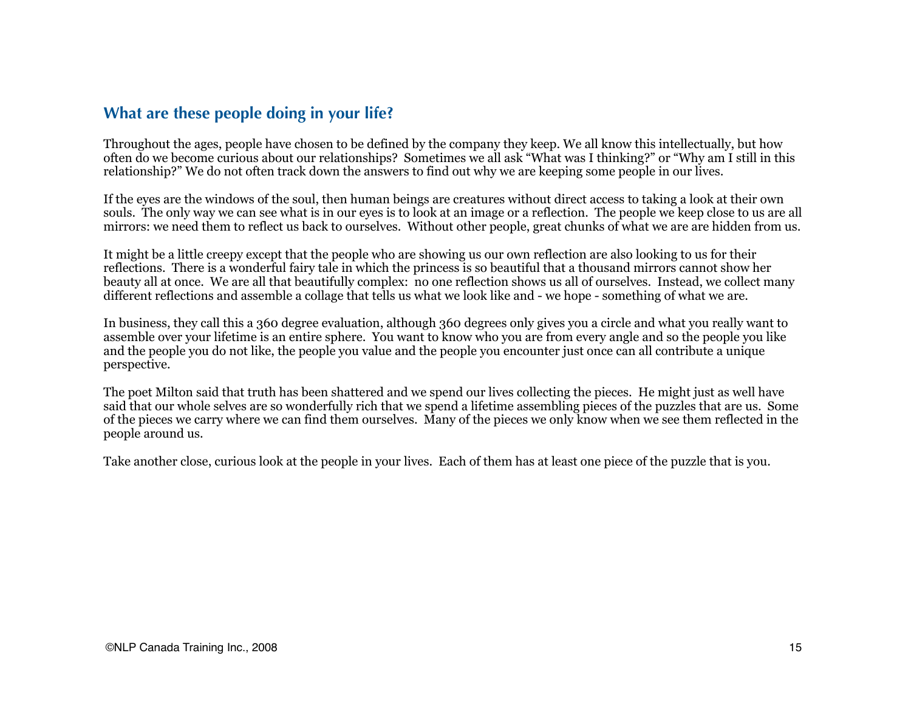## What are these people doing in your life?

Throughout the ages, people have chosen to be defined by the company they keep. We all know this intellectually, but how often do we become curious about our relationships? Sometimes we all ask "What was I thinking?" or "Why am I still in this relationship?" We do not often track down the answers to find out why we are keeping some people in our lives.

If the eyes are the windows of the soul, then human beings are creatures without direct access to taking a look at their own souls. The only way we can see what is in our eyes is to look at an image or a reflection. The people we keep close to us are all mirrors: we need them to reflect us back to ourselves. Without other people, great chunks of what we are are hidden from us.

It might be a little creepy except that the people who are showing us our own reflection are also looking to us for their reflections. There is a wonderful fairy tale in which the princess is so beautiful that a thousand mirrors cannot show her beauty all at once. We are all that beautifully complex: no one reflection shows us all of ourselves. Instead, we collect many different reflections and assemble a collage that tells us what we look like and - we hope - something of what we are.

In business, they call this a 360 degree evaluation, although 360 degrees only gives you a circle and what you really want to assemble over your lifetime is an entire sphere. You want to know who you are from every angle and so the people you like and the people you do not like, the people you value and the people you encounter just once can all contribute a unique perspective.

The poet Milton said that truth has been shattered and we spend our lives collecting the pieces. He might just as well have said that our whole selves are so wonderfully rich that we spend a lifetime assembling pieces of the puzzles that are us. Some of the pieces we carry where we can find them ourselves. Many of the pieces we only know when we see them reflected in the people around us.

Take another close, curious look at the people in your lives. Each of them has at least one piece of the puzzle that is you.

©NLP Canada Training Inc., 2008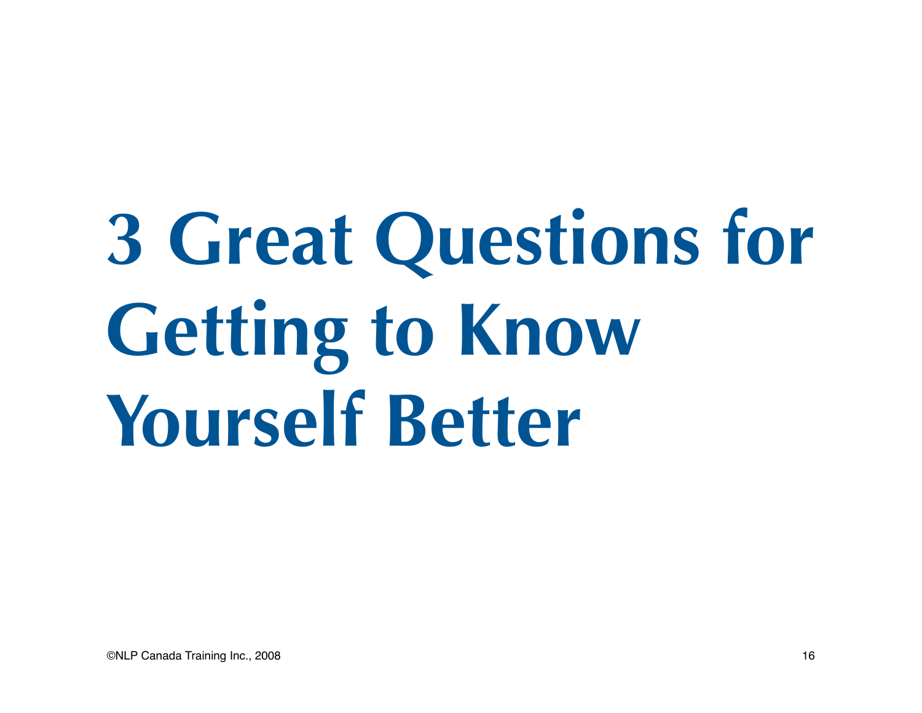# 3 Great Questions for Getting to Know Yourself Better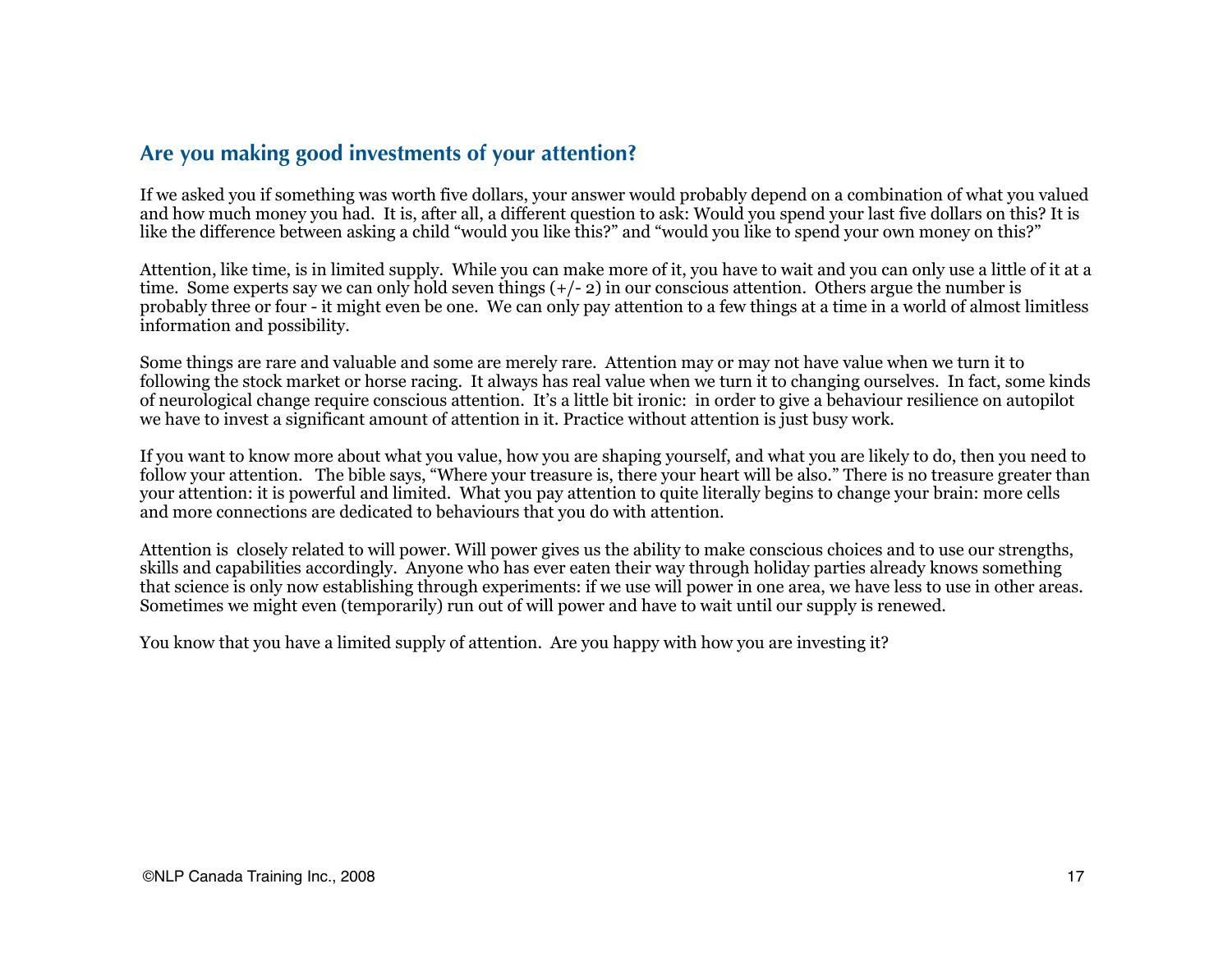## Are you making good investments of your attention?

If we asked you if something was worth five dollars, your answer would probably depend on a combination of what you valued and how much money you had. It is, after all, a different question to ask: Would you spend your last five dollars on this? It is like the difference between asking a child "would you like this?" and "would you like to spend your own money on this?"

Attention, like time, is in limited supply. While you can make more of it, you have to wait and you can only use a little of it at a time. Some experts say we can only hold seven things (+/- 2) in our conscious attention. Others argue the number is probably three or four - it might even be one. We can only pay attention to a few things at a time in a world of almost limitless information and possibility.

Some things are rare and valuable and some are merely rare. Attention may or may not have value when we turn it to following the stock market or horse racing. It always has real value when we turn it to changing ourselves. In fact, some kinds of neurological change require conscious attention. It's a little bit ironic: in order to give a behaviour resilience on autopilot we have to invest a significant amount of attention in it. Practice without attention is just busy work.

If you want to know more about what you value, how you are shaping yourself, and what you are likely to do, then you need to follow your attention. The bible says, "Where your treasure is, there your heart will be also." There is no treasure greater than your attention: it is powerful and limited. What you pay attention to quite literally begins to change your brain: more cells and more connections are dedicated to behaviours that you do with attention.

Attention is closely related to will power. Will power gives us the ability to make conscious choices and to use our strengths, skills and capabilities accordingly. Anyone who has ever eaten their way through holiday parties already knows something that science is only now establishing through experiments: if we use will power in one area, we have less to use in other areas. Sometimes we might even (temporarily) run out of will power and have to wait until our supply is renewed.

You know that you have a limited supply of attention. Are you happy with how you are investing it?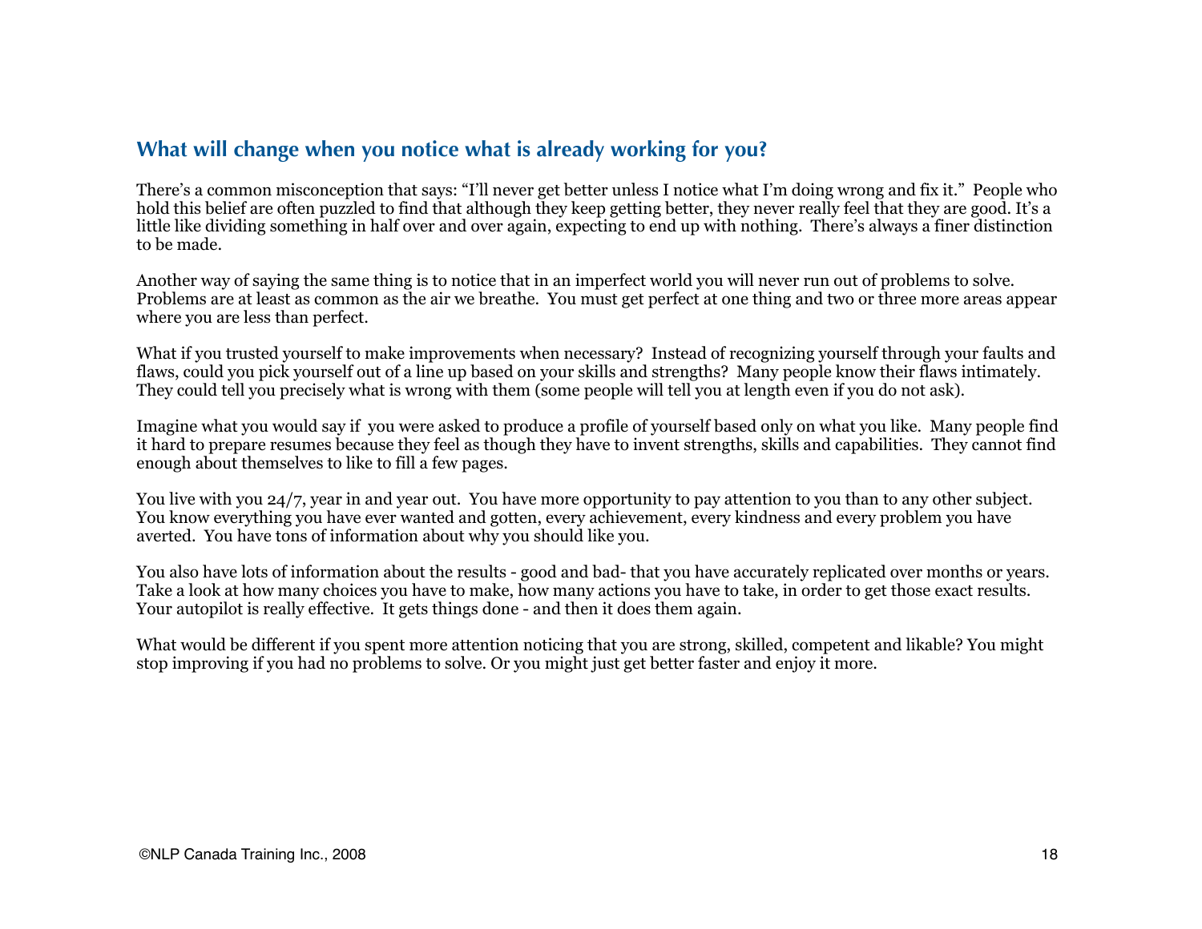## What will change when you notice what is already working for you?

There's a common misconception that says: "I'll never get better unless I notice what I'm doing wrong and fix it." People who hold this belief are often puzzled to find that although they keep getting better, they never really feel that they are good. It's a little like dividing something in half over and over again, expecting to end up with nothing. There's always a finer distinction to be made.

Another way of saying the same thing is to notice that in an imperfect world you will never run out of problems to solve. Problems are at least as common as the air we breathe. You must get perfect at one thing and two or three more areas appear where you are less than perfect.

What if you trusted yourself to make improvements when necessary? Instead of recognizing yourself through your faults and flaws, could you pick yourself out of a line up based on your skills and strengths? Many people know their flaws intimately. They could tell you precisely what is wrong with them (some people will tell you at length even if you do not ask).

Imagine what you would say if you were asked to produce a profile of yourself based only on what you like. Many people find it hard to prepare resumes because they feel as though they have to invent strengths, skills and capabilities. They cannot find enough about themselves to like to fill a few pages.

You live with you 24/7, year in and year out. You have more opportunity to pay attention to you than to any other subject. You know everything you have ever wanted and gotten, every achievement, every kindness and every problem you have averted. You have tons of information about why you should like you.

You also have lots of information about the results - good and bad- that you have accurately replicated over months or years. Take a look at how many choices you have to make, how many actions you have to take, in order to get those exact results. Your autopilot is really effective. It gets things done - and then it does them again.

What would be different if you spent more attention noticing that you are strong, skilled, competent and likable? You might stop improving if you had no problems to solve. Or you might just get better faster and enjoy it more.

©NLP Canada Training Inc., 2008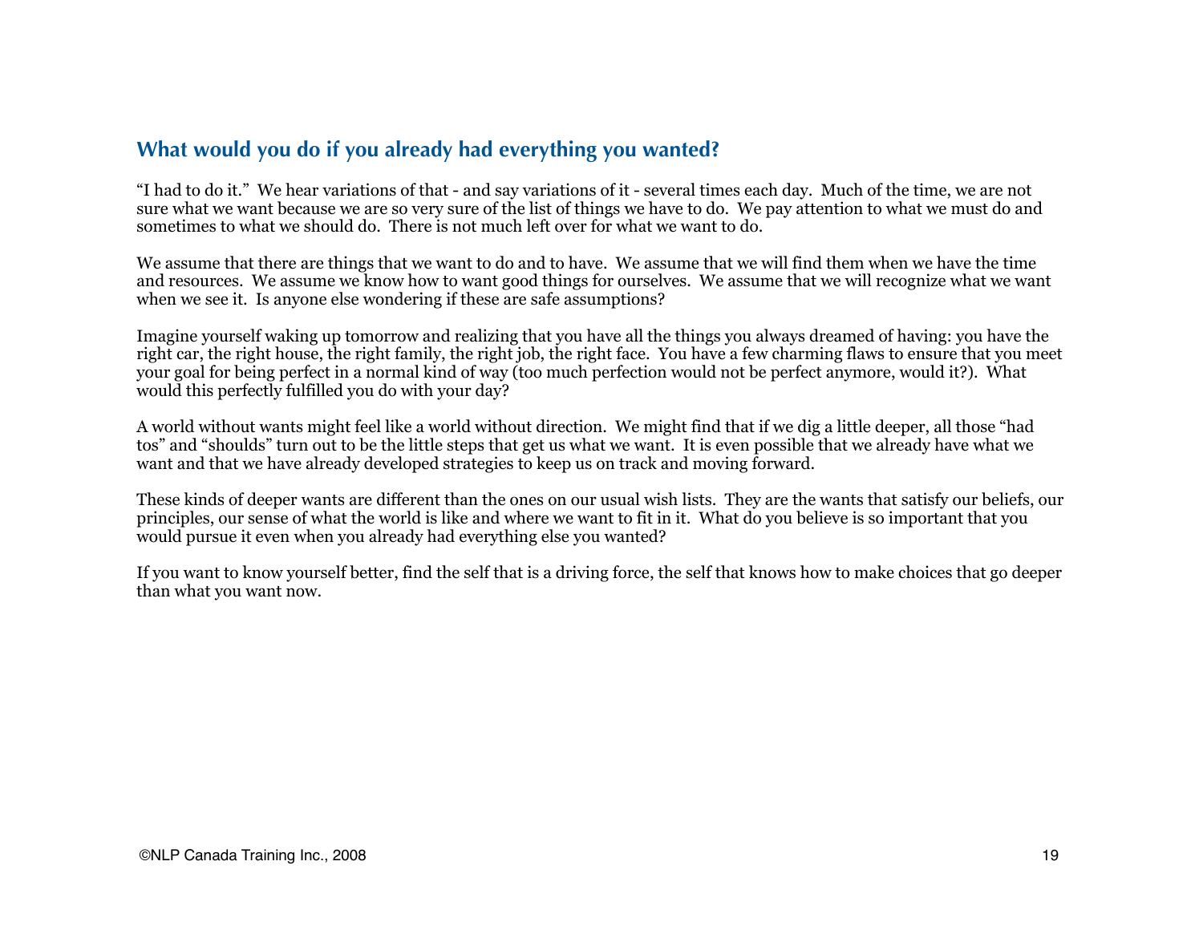## What would you do if you already had everything you wanted?

"I had to do it." We hear variations of that - and say variations of it - several times each day. Much of the time, we are not sure what we want because we are so very sure of the list of things we have to do. We pay attention to what we must do and sometimes to what we should do. There is not much left over for what we want to do.

We assume that there are things that we want to do and to have. We assume that we will find them when we have the time and resources. We assume we know how to want good things for ourselves. We assume that we will recognize what we want when we see it. Is anyone else wondering if these are safe assumptions?

Imagine yourself waking up tomorrow and realizing that you have all the things you always dreamed of having: you have the right car, the right house, the right family, the right job, the right face. You have a few charming flaws to ensure that you meet your goal for being perfect in a normal kind of way (too much perfection would not be perfect anymore, would it?). What would this perfectly fulfilled you do with your day?

A world without wants might feel like a world without direction. We might find that if we dig a little deeper, all those "had tos" and "shoulds" turn out to be the little steps that get us what we want. It is even possible that we already have what we want and that we have already developed strategies to keep us on track and moving forward.

These kinds of deeper wants are different than the ones on our usual wish lists. They are the wants that satisfy our beliefs, our principles, our sense of what the world is like and where we want to fit in it. What do you believe is so important that you would pursue it even when you already had everything else you wanted?

If you want to know yourself better, find the self that is a driving force, the self that knows how to make choices that go deeper than what you want now.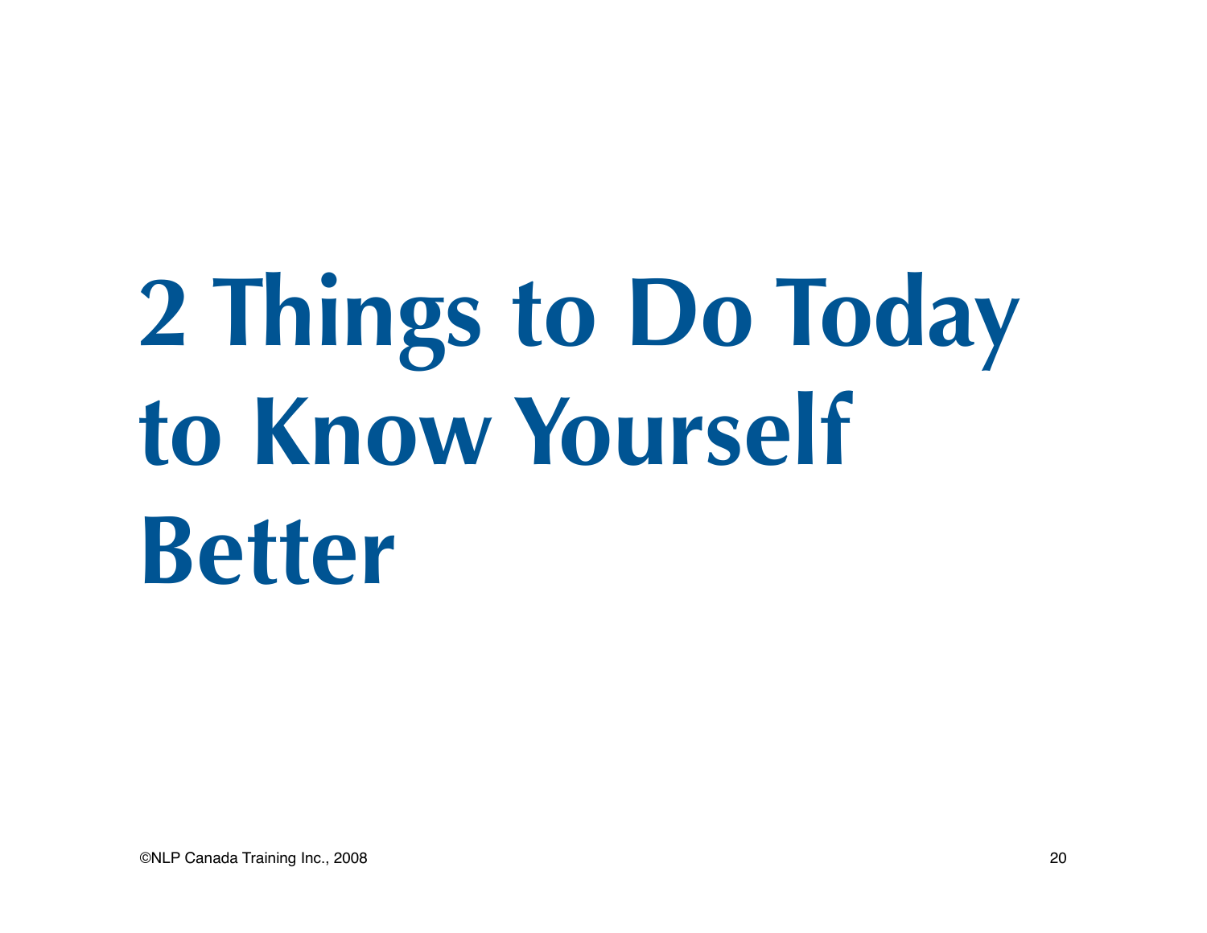# 2 Things to Do Today to Know Yourself Better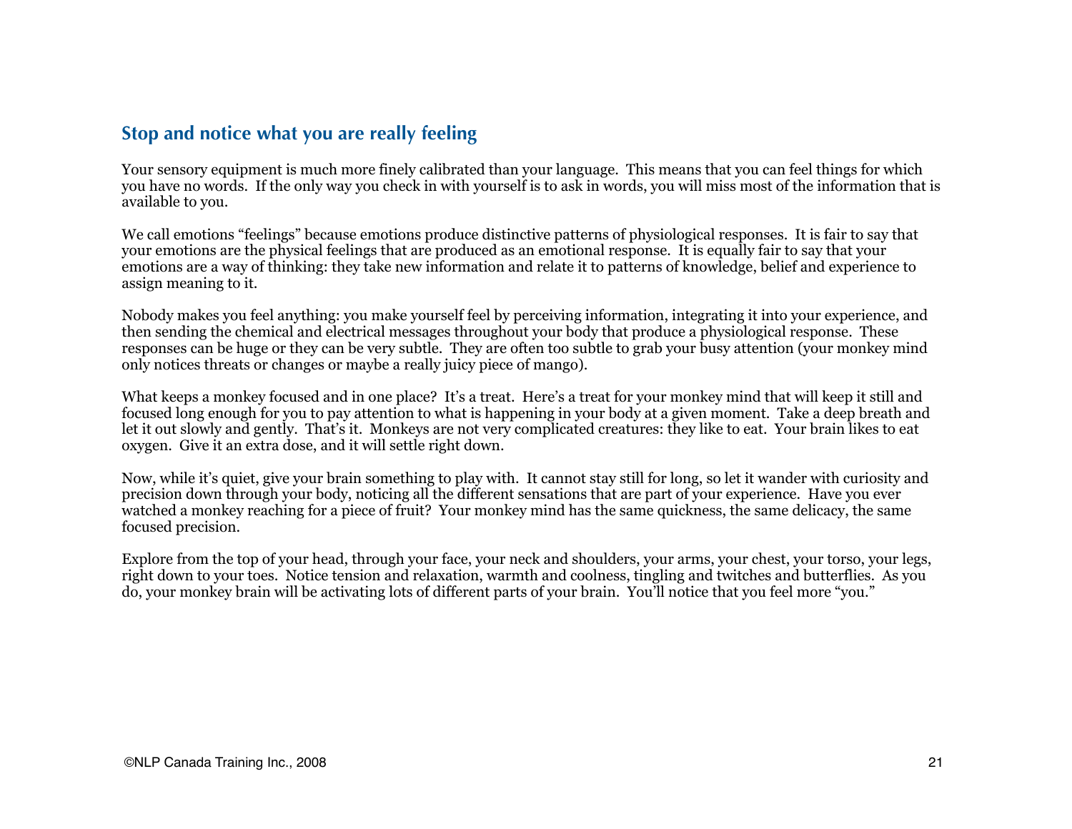## Stop and notice what you are really feeling

Your sensory equipment is much more finely calibrated than your language. This means that you can feel things for which you have no words. If the only way you check in with yourself is to ask in words, you will miss most of the information that is available to you.

We call emotions "feelings" because emotions produce distinctive patterns of physiological responses. It is fair to say that your emotions are the physical feelings that are produced as an emotional response. It is equally fair to say that your emotions are a way of thinking: they take new information and relate it to patterns of knowledge, belief and experience to assign meaning to it.

Nobody makes you feel anything: you make yourself feel by perceiving information, integrating it into your experience, and then sending the chemical and electrical messages throughout your body that produce a physiological response. These responses can be huge or they can be very subtle. They are often too subtle to grab your busy attention (your monkey mind only notices threats or changes or maybe a really juicy piece of mango).

What keeps a monkey focused and in one place? It's a treat. Here's a treat for your monkey mind that will keep it still and focused long enough for you to pay attention to what is happening in your body at a given moment. Take a deep breath and let it out slowly and gently. That's it. Monkeys are not very complicated creatures: they like to eat. Your brain likes to eat oxygen. Give it an extra dose, and it will settle right down.

Now, while it's quiet, give your brain something to play with. It cannot stay still for long, so let it wander with curiosity and precision down through your body, noticing all the different sensations that are part of your experience. Have you ever watched a monkey reaching for a piece of fruit? Your monkey mind has the same quickness, the same delicacy, the same focused precision.

Explore from the top of your head, through your face, your neck and shoulders, your arms, your chest, your torso, your legs, right down to your toes. Notice tension and relaxation, warmth and coolness, tingling and twitches and butterflies. As you do, your monkey brain will be activating lots of different parts of your brain. You'll notice that you feel more "you."

©NLP Canada Training Inc., 2008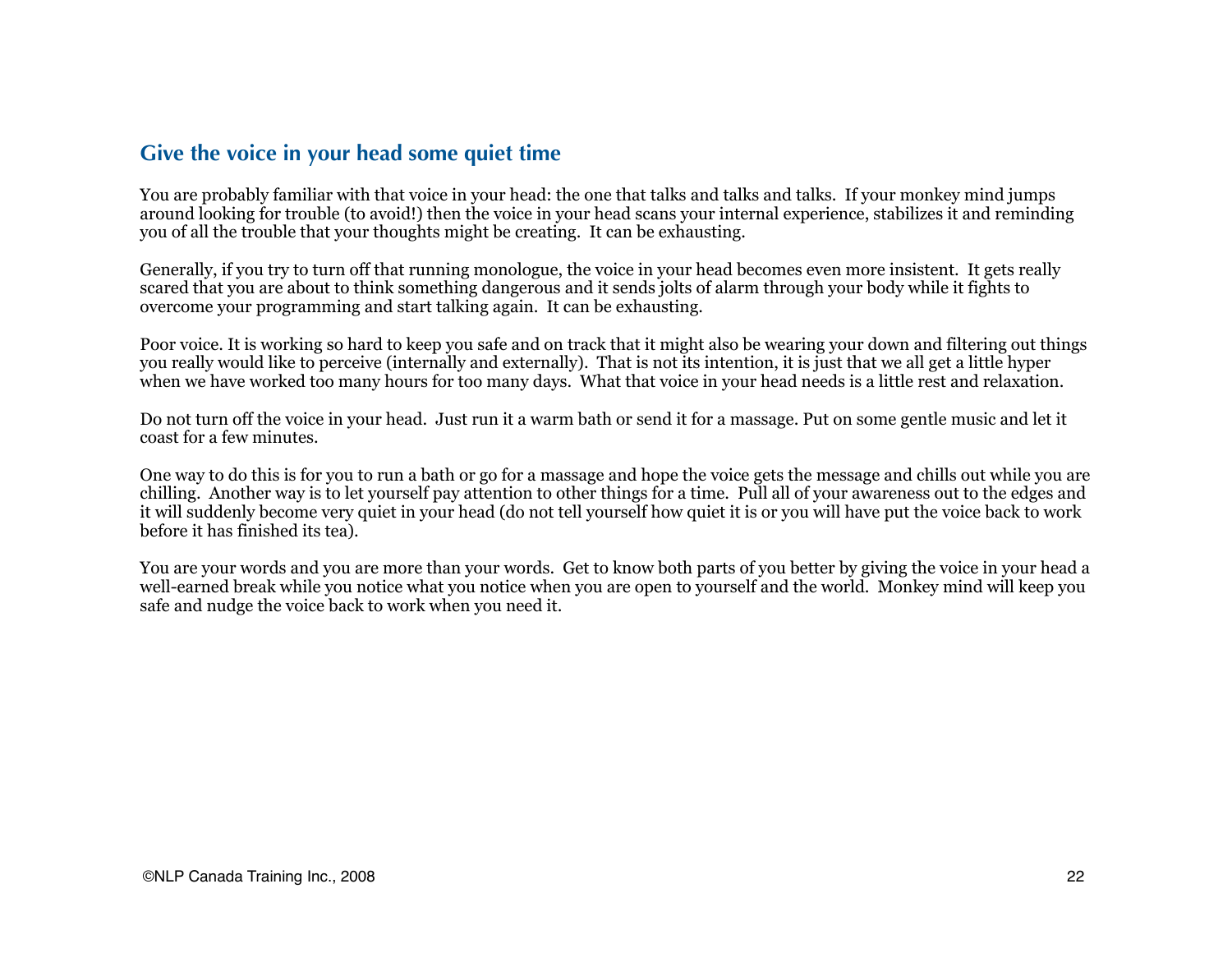## Give the voice in your head some quiet time

You are probably familiar with that voice in your head: the one that talks and talks and talks. If your monkey mind jumps around looking for trouble (to avoid!) then the voice in your head scans your internal experience, stabilizes it and reminding you of all the trouble that your thoughts might be creating. It can be exhausting.

Generally, if you try to turn off that running monologue, the voice in your head becomes even more insistent. It gets really scared that you are about to think something dangerous and it sends jolts of alarm through your body while it fights to overcome your programming and start talking again. It can be exhausting.

Poor voice. It is working so hard to keep you safe and on track that it might also be wearing your down and filtering out things you really would like to perceive (internally and externally). That is not its intention, it is just that we all get a little hyper when we have worked too many hours for too many days. What that voice in your head needs is a little rest and relaxation.

Do not turn off the voice in your head. Just run it a warm bath or send it for a massage. Put on some gentle music and let it coast for a few minutes.

One way to do this is for you to run a bath or go for a massage and hope the voice gets the message and chills out while you are chilling. Another way is to let yourself pay attention to other things for a time. Pull all of your awareness out to the edges and it will suddenly become very quiet in your head (do not tell yourself how quiet it is or you will have put the voice back to work before it has finished its tea).

You are your words and you are more than your words. Get to know both parts of you better by giving the voice in your head a well-earned break while you notice what you notice when you are open to yourself and the world. Monkey mind will keep you safe and nudge the voice back to work when you need it.

©NLP Canada Training Inc., 2008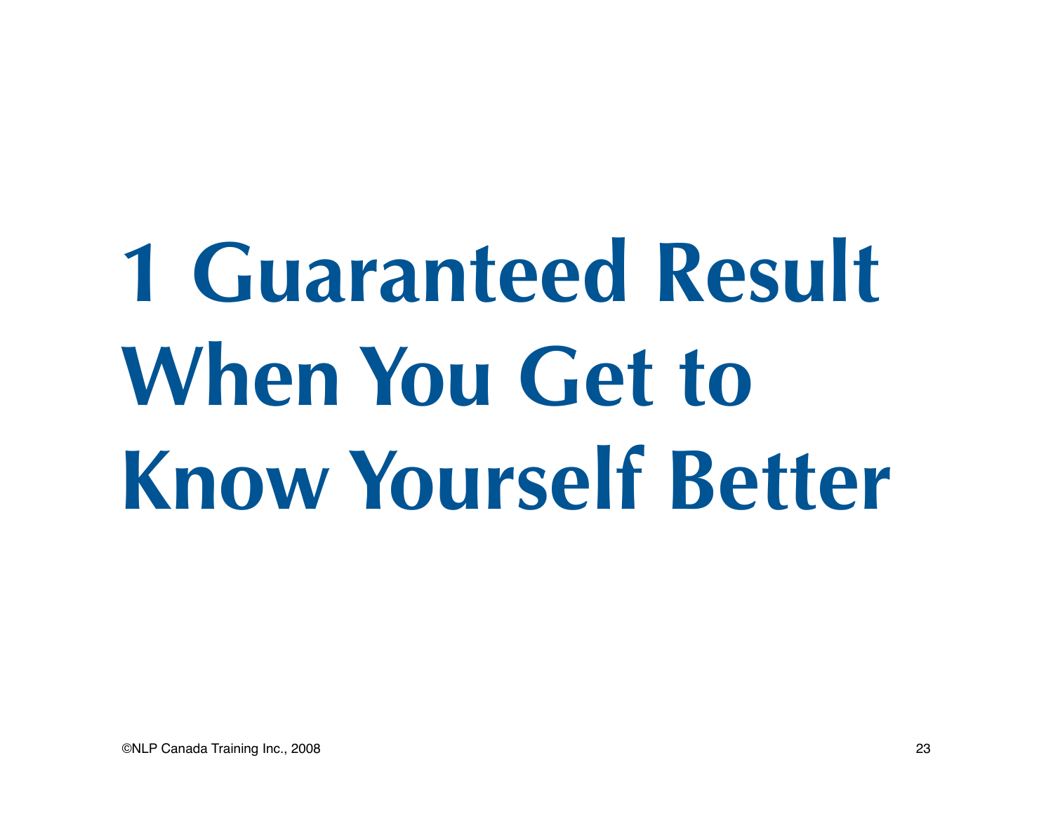# 1 Guaranteed Result When You Get to Know Yourself Better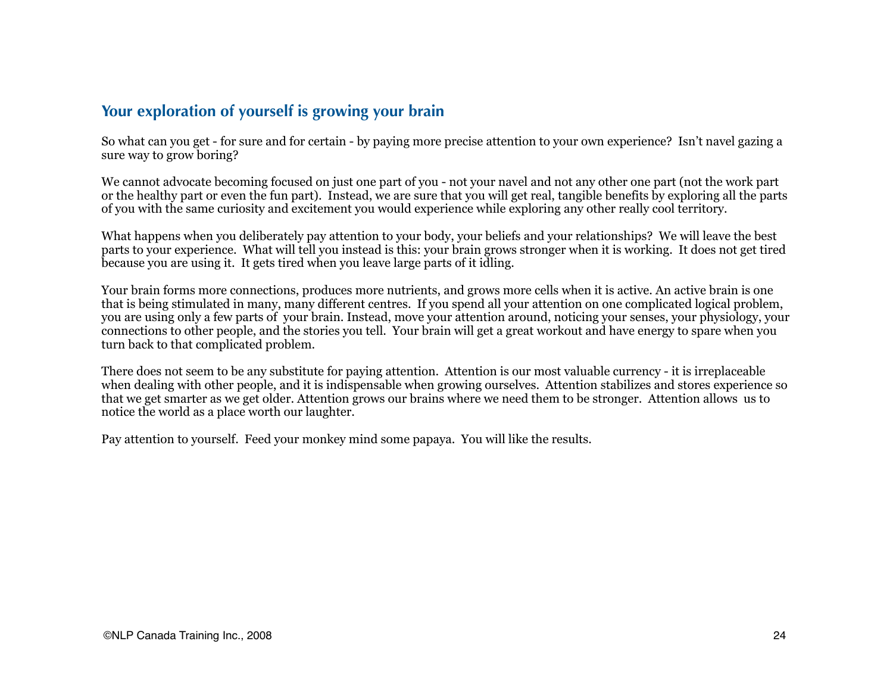## Your exploration of yourself is growing your brain

So what can you get - for sure and for certain - by paying more precise attention to your own experience? Isn't navel gazing a sure way to grow boring?

We cannot advocate becoming focused on just one part of you - not your navel and not any other one part (not the work part or the healthy part or even the fun part). Instead, we are sure that you will get real, tangible benefits by exploring all the parts of you with the same curiosity and excitement you would experience while exploring any other really cool territory.

What happens when you deliberately pay attention to your body, your beliefs and your relationships? We will leave the best parts to your experience. What will tell you instead is this: your brain grows stronger when it is working. It does not get tired because you are using it. It gets tired when you leave large parts of it idling.

Your brain forms more connections, produces more nutrients, and grows more cells when it is active. An active brain is one that is being stimulated in many, many different centres. If you spend all your attention on one complicated logical problem, you are using only a few parts of your brain. Instead, move your attention around, noticing your senses, your physiology, your connections to other people, and the stories you tell. Your brain will get a great workout and have energy to spare when you turn back to that complicated problem.

There does not seem to be any substitute for paying attention. Attention is our most valuable currency - it is irreplaceable when dealing with other people, and it is indispensable when growing ourselves. Attention stabilizes and stores experience so that we get smarter as we get older. Attention grows our brains where we need them to be stronger. Attention allows us to notice the world as a place worth our laughter.

Pay attention to yourself. Feed your monkey mind some papaya. You will like the results.

©NLP Canada Training Inc., 2008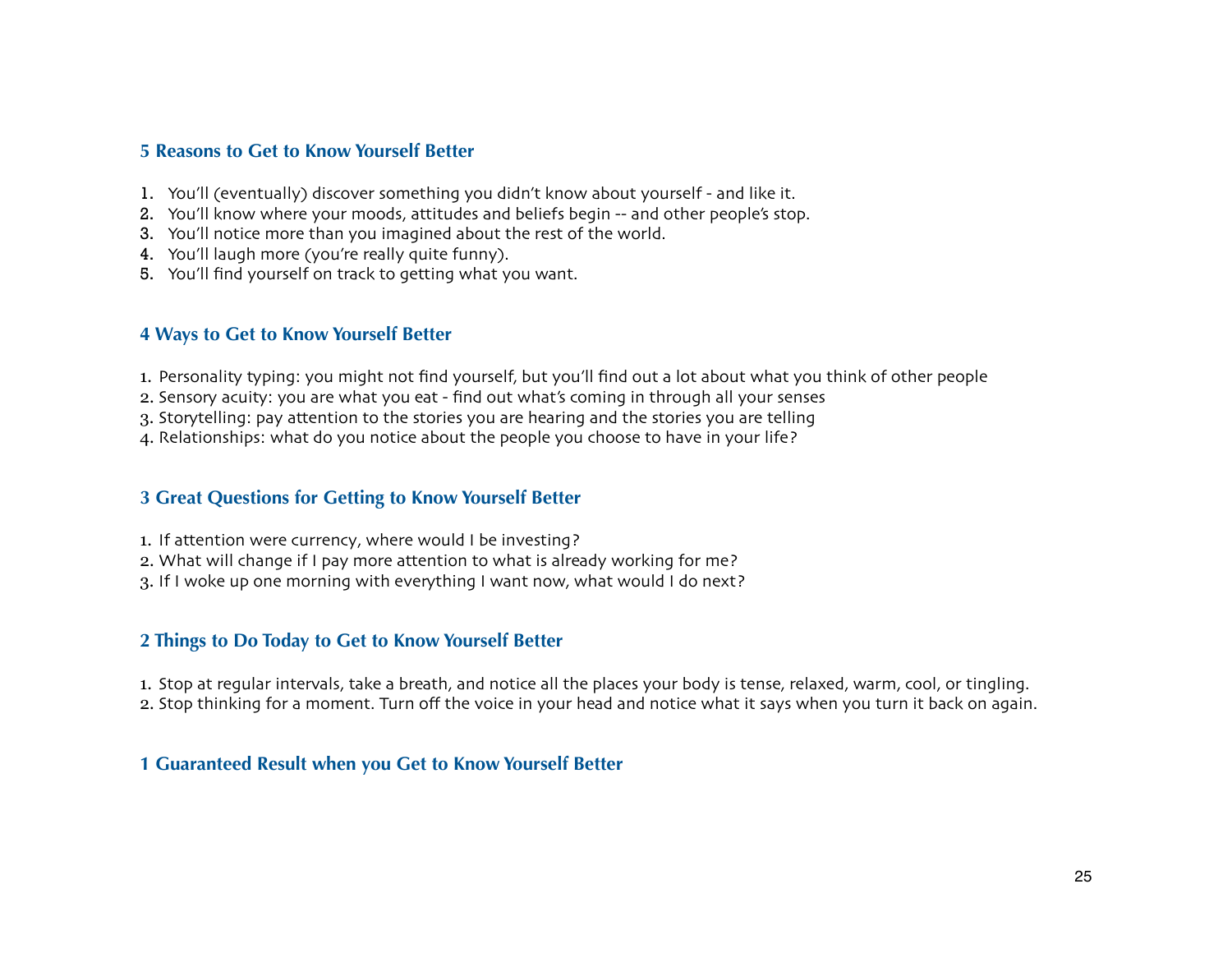### 5 Reasons to Get to Know Yourself Better

1. You'll (eventually) discover something you didn't know about yourself - and like it.
2. You'll know where your moods, attitudes and beliefs begin -- and other people's stop.
3. You'll notice more than you imagined about the rest of the world.
4. You'll laugh more (you're really quite funny).
5. You'll find yourself on track to getting what you want.

### 4 Ways to Get to Know Yourself Better

1. Personality typing: you might not find yourself, but you'll find out a lot about what you think of other people
2. Sensory acuity: you are what you eat - find out what's coming in through all your senses
3. Storytelling: pay attention to the stories you are hearing and the stories you are telling
4. Relationships: what do you notice about the people you choose to have in your life?

### 3 Great Questions for Getting to Know Yourself Better

1. If attention were currency, where would I be investing?
2. What will change if I pay more attention to what is already working for me?
3. If I woke up one morning with everything I want now, what would I do next?

### 2 Things to Do Today to Get to Know Yourself Better

1. Stop at regular intervals, take a breath, and notice all the places your body is tense, relaxed, warm, cool, or tingling.
2. Stop thinking for a moment. Turn off the voice in your head and notice what it says when you turn it back on again.

### 1 Guaranteed Result when you Get to Know Yourself Better